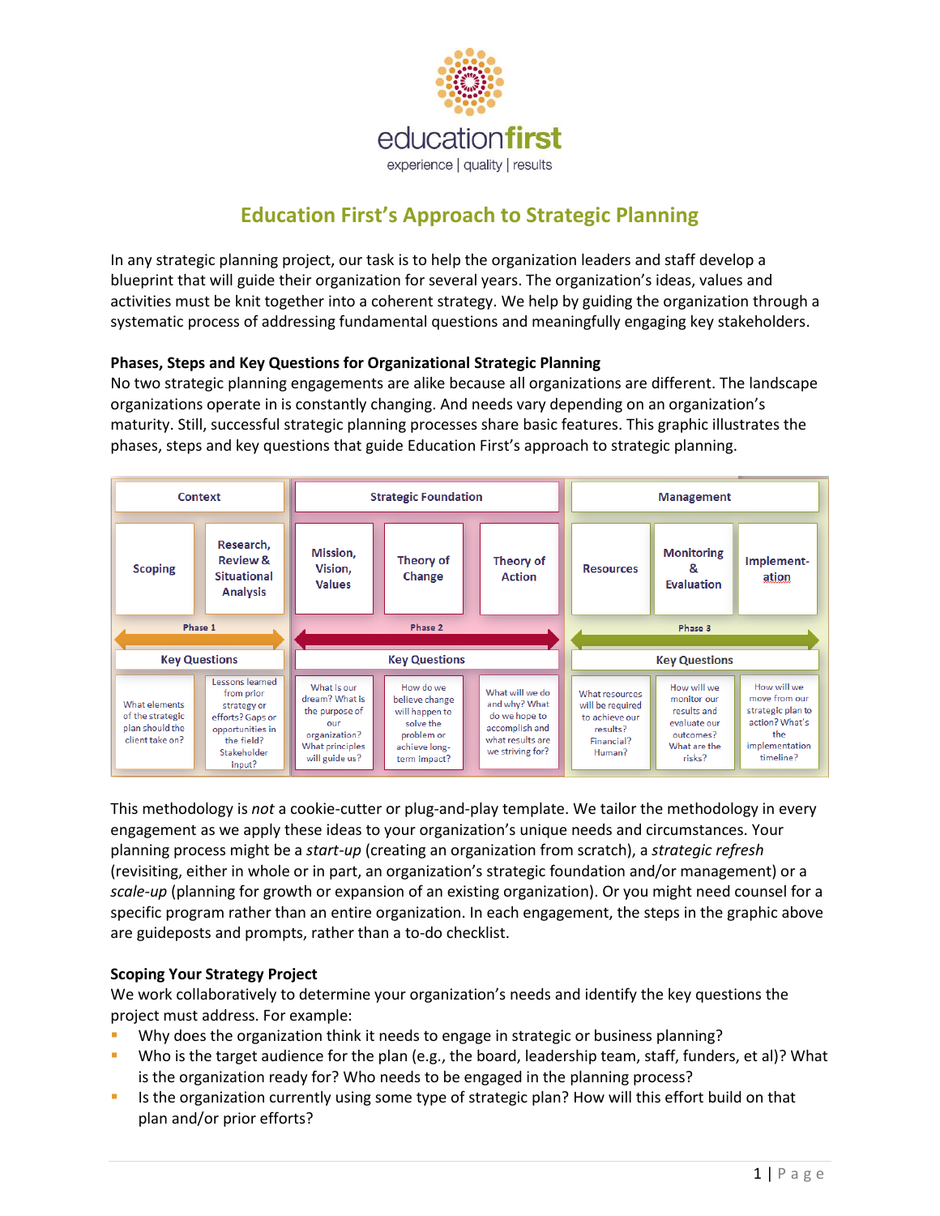# Education First's Approach to Strategic Planning

In any strategic planning project, our task is to help the organization leaders and staff develop a blueprint that will guide their organization for several years. The organization's ideas, values and activities must be knit together into a coherent strategy. We help by guiding the organization through a systematic process of addressing fundamental questions and meaningfully engaging key stakeholders.

**Phases, Steps and Key Questions for Organizational Strategic Planning**

No two strategic planning engagements are alike because all organizations are different. The landscape organizations operate in is constantly changing. And needs vary depending on an organization's maturity. Still, successful strategic planning processes share basic features. This graphic illustrates the phases, steps and key questions that guide Education First's approach to strategic planning.

| Phase 1: Context | | Phase 2: Strategic Foundation | | | Phase 3: Management | | |
|---|---|---|---|---|---|---|---|
| Scoping | Research, Review & Situational Analysis | Mission, Vision, Values | Theory of Change | Theory of Action | Resources | Monitoring & Evaluation | Implementation |
| **Key Questions** | | **Key Questions** | | | **Key Questions** | | |
| What elements of the strategic plan should the client take on? | Lessons learned from prior strategy or efforts? Gaps or opportunities in the field? Stakeholder input? | What is our dream? What is the purpose of our organization? What principles will guide us? | How do we believe change will happen to solve the problem or achieve long-term impact? | What will we do and why? What do we hope to accomplish and what results are we striving for? | What resources will be required to achieve our results? Financial? Human? | How will we monitor our results and evaluate our outcomes? What are the risks? | How will we move from our strategic plan to action? What's the implementation timeline? |

This methodology is *not* a cookie-cutter or plug-and-play template. We tailor the methodology in every engagement as we apply these ideas to your organization's unique needs and circumstances. Your planning process might be a *start-up* (creating an organization from scratch), a *strategic refresh* (revisiting, either in whole or in part, an organization's strategic foundation and/or management) or a *scale-up* (planning for growth or expansion of an existing organization). Or you might need counsel for a specific program rather than an entire organization. In each engagement, the steps in the graphic above are guideposts and prompts, rather than a to-do checklist.

**Scoping Your Strategy Project**

We work collaboratively to determine your organization's needs and identify the key questions the project must address. For example:

- Why does the organization think it needs to engage in strategic or business planning?
- Who is the target audience for the plan (e.g., the board, leadership team, staff, funders, et al)? What is the organization ready for? Who needs to be engaged in the planning process?
- Is the organization currently using some type of strategic plan? How will this effort build on that plan and/or prior efforts?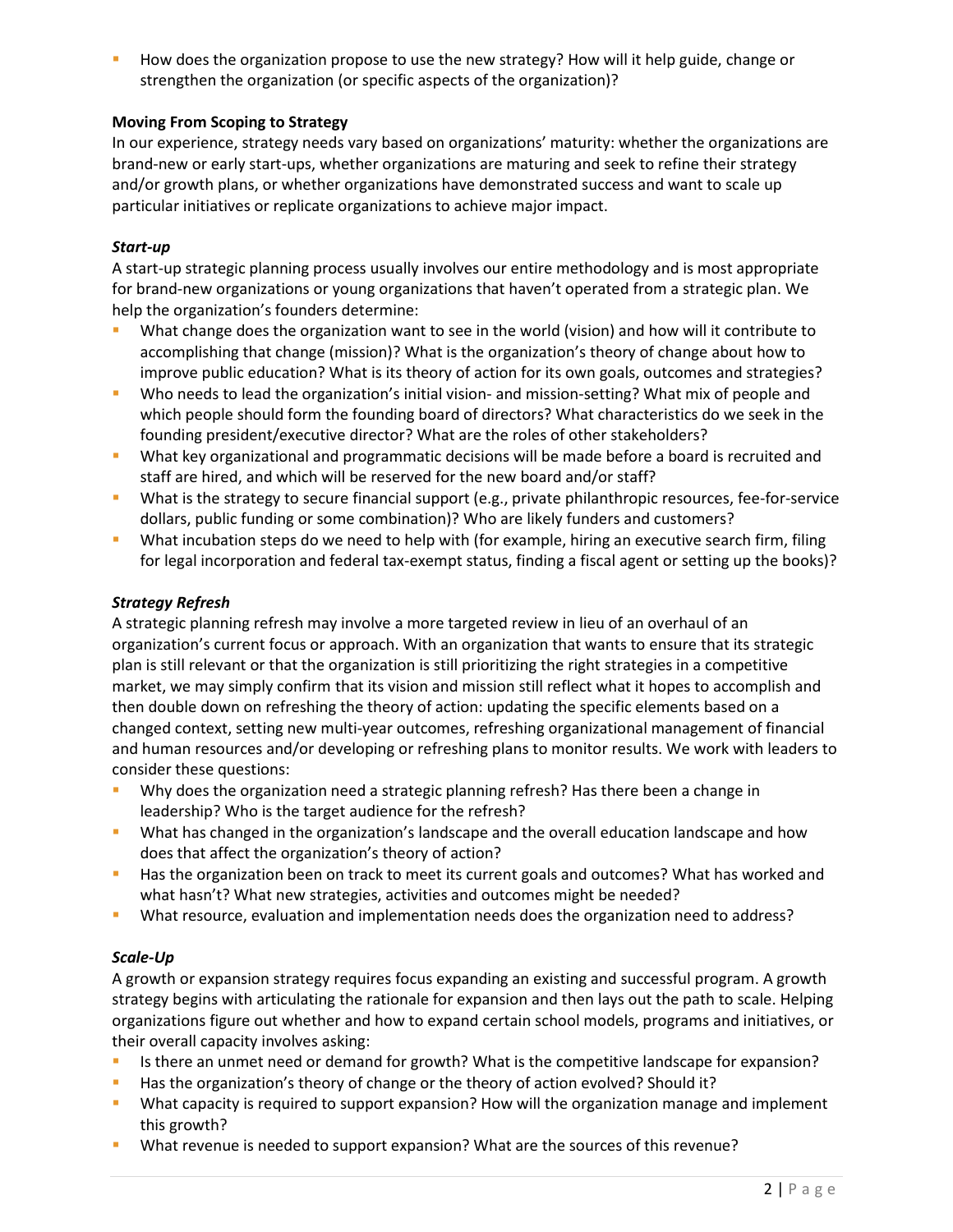- How does the organization propose to use the new strategy? How will it help guide, change or strengthen the organization (or specific aspects of the organization)?

**Moving From Scoping to Strategy**

In our experience, strategy needs vary based on organizations' maturity: whether the organizations are brand-new or early start-ups, whether organizations are maturing and seek to refine their strategy and/or growth plans, or whether organizations have demonstrated success and want to scale up particular initiatives or replicate organizations to achieve major impact.

***Start-up***

A start-up strategic planning process usually involves our entire methodology and is most appropriate for brand-new organizations or young organizations that haven't operated from a strategic plan. We help the organization's founders determine:

- What change does the organization want to see in the world (vision) and how will it contribute to accomplishing that change (mission)? What is the organization's theory of change about how to improve public education? What is its theory of action for its own goals, outcomes and strategies?
- Who needs to lead the organization's initial vision- and mission-setting? What mix of people and which people should form the founding board of directors? What characteristics do we seek in the founding president/executive director? What are the roles of other stakeholders?
- What key organizational and programmatic decisions will be made before a board is recruited and staff are hired, and which will be reserved for the new board and/or staff?
- What is the strategy to secure financial support (e.g., private philanthropic resources, fee-for-service dollars, public funding or some combination)? Who are likely funders and customers?
- What incubation steps do we need to help with (for example, hiring an executive search firm, filing for legal incorporation and federal tax-exempt status, finding a fiscal agent or setting up the books)?

***Strategy Refresh***

A strategic planning refresh may involve a more targeted review in lieu of an overhaul of an organization's current focus or approach. With an organization that wants to ensure that its strategic plan is still relevant or that the organization is still prioritizing the right strategies in a competitive market, we may simply confirm that its vision and mission still reflect what it hopes to accomplish and then double down on refreshing the theory of action: updating the specific elements based on a changed context, setting new multi-year outcomes, refreshing organizational management of financial and human resources and/or developing or refreshing plans to monitor results. We work with leaders to consider these questions:

- Why does the organization need a strategic planning refresh? Has there been a change in leadership? Who is the target audience for the refresh?
- What has changed in the organization's landscape and the overall education landscape and how does that affect the organization's theory of action?
- Has the organization been on track to meet its current goals and outcomes? What has worked and what hasn't? What new strategies, activities and outcomes might be needed?
- What resource, evaluation and implementation needs does the organization need to address?

***Scale-Up***

A growth or expansion strategy requires focus expanding an existing and successful program. A growth strategy begins with articulating the rationale for expansion and then lays out the path to scale. Helping organizations figure out whether and how to expand certain school models, programs and initiatives, or their overall capacity involves asking:

- Is there an unmet need or demand for growth? What is the competitive landscape for expansion?
- Has the organization's theory of change or the theory of action evolved? Should it?
- What capacity is required to support expansion? How will the organization manage and implement this growth?
- What revenue is needed to support expansion? What are the sources of this revenue?